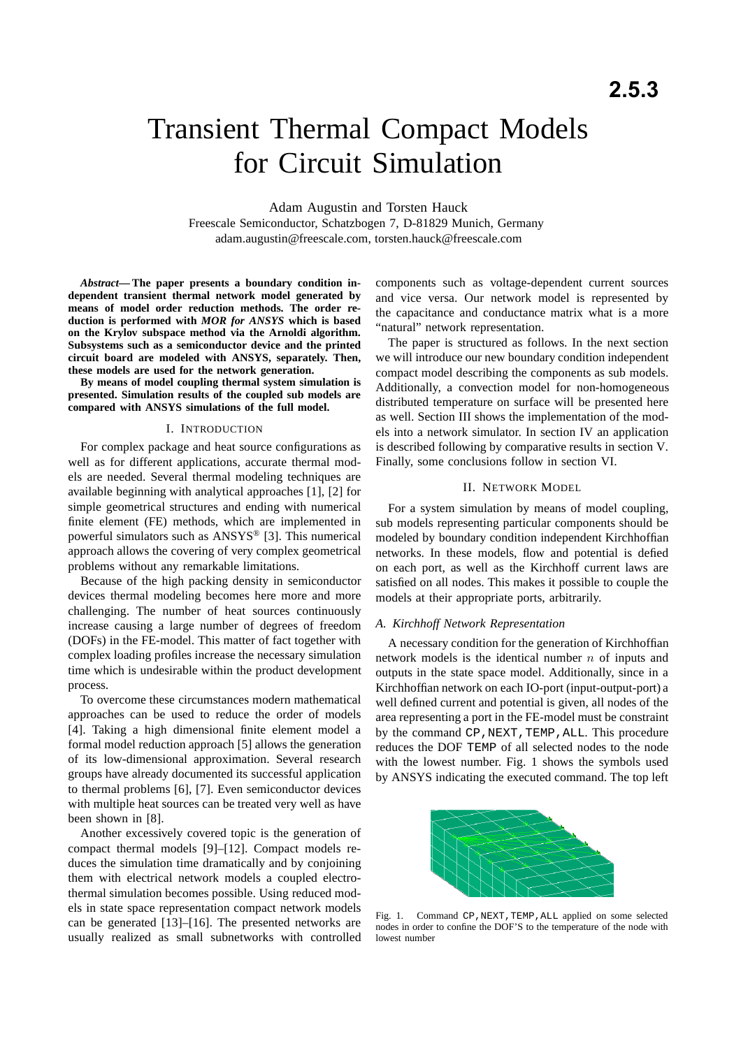# Transient Thermal Compact Models for Circuit Simulation

Adam Augustin and Torsten Hauck
Freescale Semiconductor, Schatzbogen 7, D-81829 Munich, Germany
adam.augustin@freescale.com, torsten.hauck@freescale.com

***Abstract*— The paper presents a boundary condition independent transient thermal network model generated by means of model order reduction methods. The order reduction is performed with *MOR for ANSYS* which is based on the Krylov subspace method via the Arnoldi algorithm. Subsystems such as a semiconductor device and the printed circuit board are modeled with ANSYS, separately. Then, these models are used for the network generation.**

**By means of model coupling thermal system simulation is presented. Simulation results of the coupled sub models are compared with ANSYS simulations of the full model.**

## I. Introduction

For complex package and heat source configurations as well as for different applications, accurate thermal models are needed. Several thermal modeling techniques are available beginning with analytical approaches [1], [2] for simple geometrical structures and ending with numerical finite element (FE) methods, which are implemented in powerful simulators such as ANSYS® [3]. This numerical approach allows the covering of very complex geometrical problems without any remarkable limitations.

Because of the high packing density in semiconductor devices thermal modeling becomes here more and more challenging. The number of heat sources continuously increase causing a large number of degrees of freedom (DOFs) in the FE-model. This matter of fact together with complex loading profiles increase the necessary simulation time which is undesirable within the product development process.

To overcome these circumstances modern mathematical approaches can be used to reduce the order of models [4]. Taking a high dimensional finite element model a formal model reduction approach [5] allows the generation of its low-dimensional approximation. Several research groups have already documented its successful application to thermal problems [6], [7]. Even semiconductor devices with multiple heat sources can be treated very well as have been shown in [8].

Another excessively covered topic is the generation of compact thermal models [9]–[12]. Compact models reduces the simulation time dramatically and by conjoining them with electrical network models a coupled electro-thermal simulation becomes possible. Using reduced models in state space representation compact network models can be generated [13]–[16]. The presented networks are usually realized as small subnetworks with controlled components such as voltage-dependent current sources and vice versa. Our network model is represented by the capacitance and conductance matrix what is a more "natural" network representation.

The paper is structured as follows. In the next section we will introduce our new boundary condition independent compact model describing the components as sub models. Additionally, a convection model for non-homogeneous distributed temperature on surface will be presented here as well. Section III shows the implementation of the models into a network simulator. In section IV an application is described following by comparative results in section V. Finally, some conclusions follow in section VI.

## II. Network Model

For a system simulation by means of model coupling, sub models representing particular components should be modeled by boundary condition independent Kirchhoffian networks. In these models, flow and potential is defied on each port, as well as the Kirchhoff current laws are satisfied on all nodes. This makes it possible to couple the models at their appropriate ports, arbitrarily.

### *A. Kirchhoff Network Representation*

A necessary condition for the generation of Kirchhoffian network models is the identical number $n$ of inputs and outputs in the state space model. Additionally, since in a Kirchhoffian network on each IO-port (input-output-port) a well defined current and potential is given, all nodes of the area representing a port in the FE-model must be constraint by the command `CP,NEXT,TEMP,ALL`. This procedure reduces the DOF `TEMP` of all selected nodes to the node with the lowest number. Fig. 1 shows the symbols used by ANSYS indicating the executed command. The top left

Fig. 1. Command `CP,NEXT,TEMP,ALL` applied on some selected nodes in order to confine the DOF'S to the temperature of the node with lowest number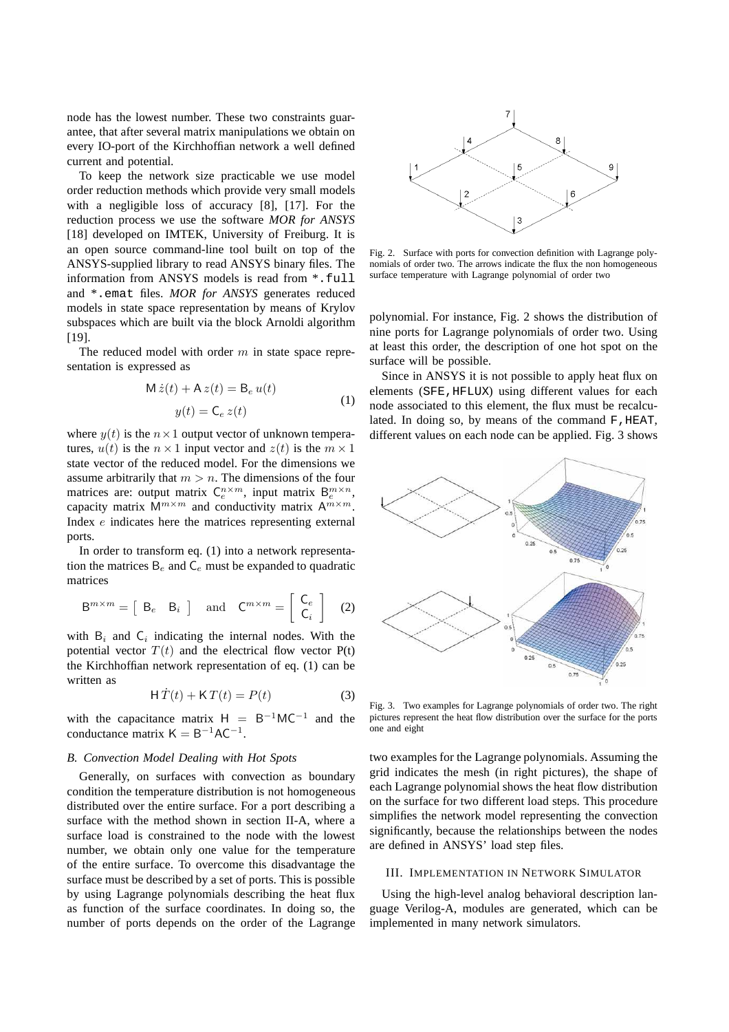node has the lowest number. These two constraints guarantee, that after several matrix manipulations we obtain on every IO-port of the Kirchhoffian network a well defined current and potential.

To keep the network size practicable we use model order reduction methods which provide very small models with a negligible loss of accuracy [8], [17]. For the reduction process we use the software *MOR for ANSYS* [18] developed on IMTEK, University of Freiburg. It is an open source command-line tool built on top of the ANSYS-supplied library to read ANSYS binary files. The information from ANSYS models is read from `*.full` and `*.emat` files. *MOR for ANSYS* generates reduced models in state space representation by means of Krylov subspaces which are built via the block Arnoldi algorithm [19].

The reduced model with order $m$ in state space representation is expressed as

$$\begin{aligned} \mathsf{M}\,\dot{z}(t) + \mathsf{A}\,z(t) &= \mathsf{B}_e\,u(t) \\ y(t) &= \mathsf{C}_e\,z(t) \end{aligned} \tag{1}$$

where $y(t)$ is the $n \times 1$ output vector of unknown temperatures, $u(t)$ is the $n \times 1$ input vector and $z(t)$ is the $m \times 1$ state vector of the reduced model. For the dimensions we assume arbitrarily that $m > n$. The dimensions of the four matrices are: output matrix $\mathsf{C}_e^{n\times m}$, input matrix $\mathsf{B}_e^{m\times n}$, capacity matrix $\mathsf{M}^{m\times m}$ and conductivity matrix $\mathsf{A}^{m\times m}$. Index $e$ indicates here the matrices representing external ports.

In order to transform eq. (1) into a network representation the matrices $\mathsf{B}_e$ and $\mathsf{C}_e$ must be expanded to quadratic matrices

$$\mathsf{B}^{m\times m} = \begin{bmatrix} \mathsf{B}_e & \mathsf{B}_i \end{bmatrix} \quad \text{and} \quad \mathsf{C}^{m\times m} = \begin{bmatrix} \mathsf{C}_e \\ \mathsf{C}_i \end{bmatrix} \tag{2}$$

with $\mathsf{B}_i$ and $\mathsf{C}_i$ indicating the internal nodes. With the potential vector $T(t)$ and the electrical flow vector P(t) the Kirchhoffian network representation of eq. (1) can be written as

$$\mathsf{H}\,\dot{T}(t) + \mathsf{K}\,T(t) = P(t) \tag{3}$$

with the capacitance matrix $\mathsf{H} = \mathsf{B}^{-1}\mathsf{M}\mathsf{C}^{-1}$ and the conductance matrix $\mathsf{K} = \mathsf{B}^{-1}\mathsf{A}\mathsf{C}^{-1}$.

### *B. Convection Model Dealing with Hot Spots*

Generally, on surfaces with convection as boundary condition the temperature distribution is not homogeneous distributed over the entire surface. For a port describing a surface with the method shown in section II-A, where a surface load is constrained to the node with the lowest number, we obtain only one value for the temperature of the entire surface. To overcome this disadvantage the surface must be described by a set of ports. This is possible by using Lagrange polynomials describing the heat flux as function of the surface coordinates. In doing so, the number of ports depends on the order of the Lagrange polynomial. For instance, Fig. 2 shows the distribution of nine ports for Lagrange polynomials of order two. Using at least this order, the description of one hot spot on the surface will be possible.

Fig. 2. Surface with ports for convection definition with Lagrange polynomials of order two. The arrows indicate the flux the non homogeneous surface temperature with Lagrange polynomial of order two

Since in ANSYS it is not possible to apply heat flux on elements (`SFE,HFLUX`) using different values for each node associated to this element, the flux must be recalculated. In doing so, by means of the command `F,HEAT`, different values on each node can be applied. Fig. 3 shows two examples for the Lagrange polynomials. Assuming the grid indicates the mesh (in right pictures), the shape of each Lagrange polynomial shows the heat flow distribution on the surface for two different load steps. This procedure simplifies the network model representing the convection significantly, because the relationships between the nodes are defined in ANSYS' load step files.

Fig. 3. Two examples for Lagrange polynomials of order two. The right pictures represent the heat flow distribution over the surface for the ports one and eight

## III. Implementation in Network Simulator

Using the high-level analog behavioral description language Verilog-A, modules are generated, which can be implemented in many network simulators.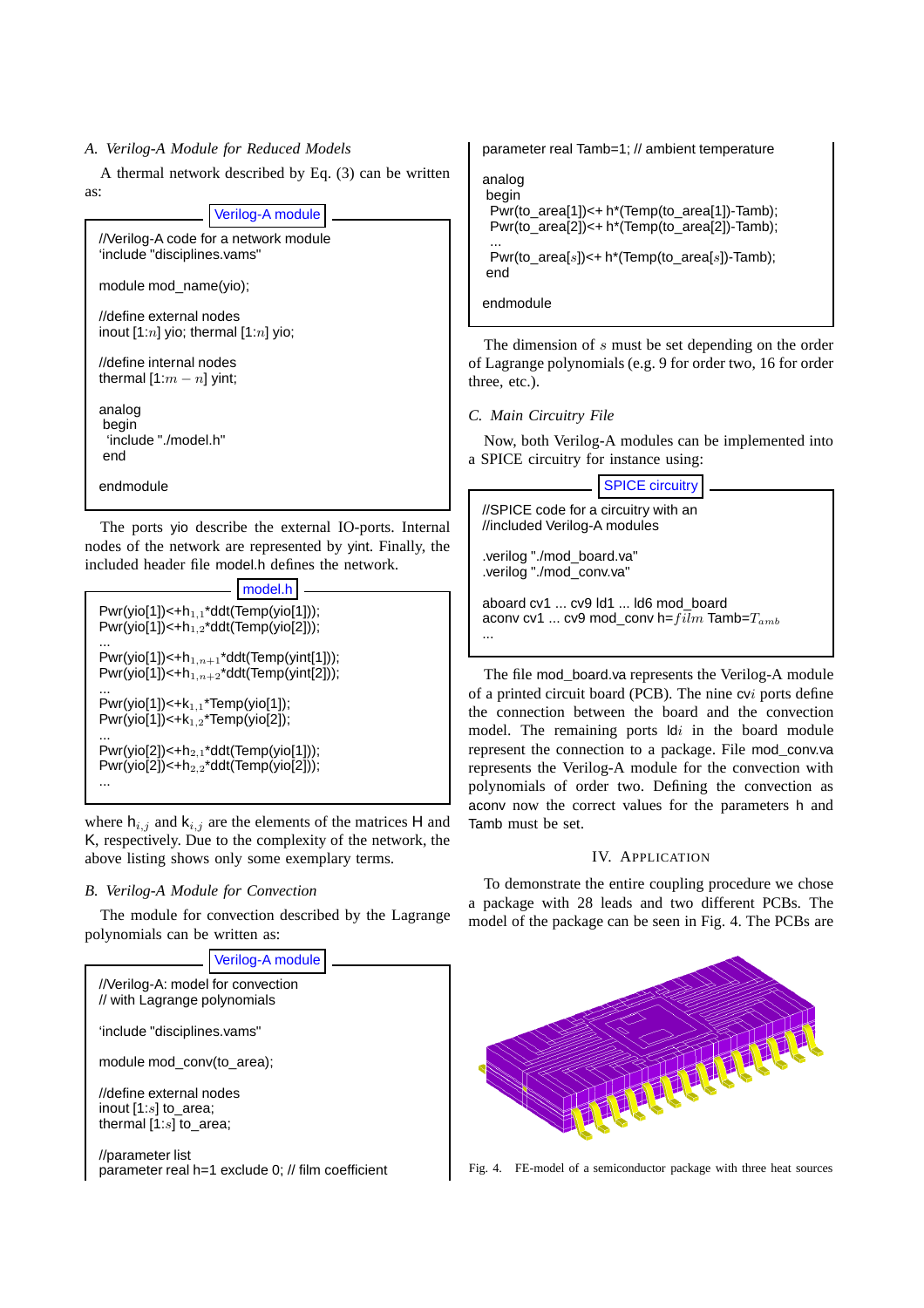### A. Verilog-A Module for Reduced Models

A thermal network described by Eq. (3) can be written as:

Verilog-A module

```
//Verilog-A code for a network module
'include "disciplines.vams"

module mod_name(yio);

//define external nodes
inout [1:n] yio; thermal [1:n] yio;

//define internal nodes
thermal [1:m − n] yint;

analog
 begin
  'include "./model.h"
 end

endmodule
```

The ports yio describe the external IO-ports. Internal nodes of the network are represented by yint. Finally, the included header file model.h defines the network.

model.h

```
Pwr(yio[1])<+h_{1,1}*ddt(Temp(yio[1]));
Pwr(yio[1])<+h_{1,2}*ddt(Temp(yio[2]));
...
Pwr(yio[1])<+h_{1,n+1}*ddt(Temp(yint[1]));
Pwr(yio[1])<+h_{1,n+2}*ddt(Temp(yint[2]));
...
Pwr(yio[1])<+k_{1,1}*Temp(yio[1]);
Pwr(yio[1])<+k_{1,2}*Temp(yio[2]);
...
Pwr(yio[2])<+h_{2,1}*ddt(Temp(yio[1]));
Pwr(yio[2])<+h_{2,2}*ddt(Temp(yio[2]));
...
```

where $h_{i,j}$ and $k_{i,j}$ are the elements of the matrices H and K, respectively. Due to the complexity of the network, the above listing shows only some exemplary terms.

### B. Verilog-A Module for Convection

The module for convection described by the Lagrange polynomials can be written as:

Verilog-A module

```
//Verilog-A: model for convection
// with Lagrange polynomials

'include "disciplines.vams"

module mod_conv(to_area);

//define external nodes
inout [1:s] to_area;
thermal [1:s] to_area;

//parameter list
parameter real h=1 exclude 0; // film coefficient
parameter real Tamb=1; // ambient temperature

analog
 begin
  Pwr(to_area[1])<+ h*(Temp(to_area[1])-Tamb);
  Pwr(to_area[2])<+ h*(Temp(to_area[2])-Tamb);
  ...
  Pwr(to_area[s])<+ h*(Temp(to_area[s])-Tamb);
 end

endmodule
```

The dimension of $s$ must be set depending on the order of Lagrange polynomials (e.g. 9 for order two, 16 for order three, etc.).

### C. Main Circuitry File

Now, both Verilog-A modules can be implemented into a SPICE circuitry for instance using:

SPICE circuitry

```
//SPICE code for a circuitry with an
//included Verilog-A modules

.verilog "./mod_board.va"
.verilog "./mod_conv.va"

aboard cv1 ... cv9 ld1 ... ld6 mod_board
aconv cv1 ... cv9 mod_conv h=film Tamb=T_amb
...
```

The file mod_board.va represents the Verilog-A module of a printed circuit board (PCB). The nine cv$i$ ports define the connection between the board and the convection model. The remaining ports ld$i$ in the board module represent the connection to a package. File mod_conv.va represents the Verilog-A module for the convection with polynomials of order two. Defining the convection as aconv now the correct values for the parameters h and Tamb must be set.

## IV. Application

To demonstrate the entire coupling procedure we chose a package with 28 leads and two different PCBs. The model of the package can be seen in Fig. 4. The PCBs are

Fig. 4. FE-model of a semiconductor package with three heat sources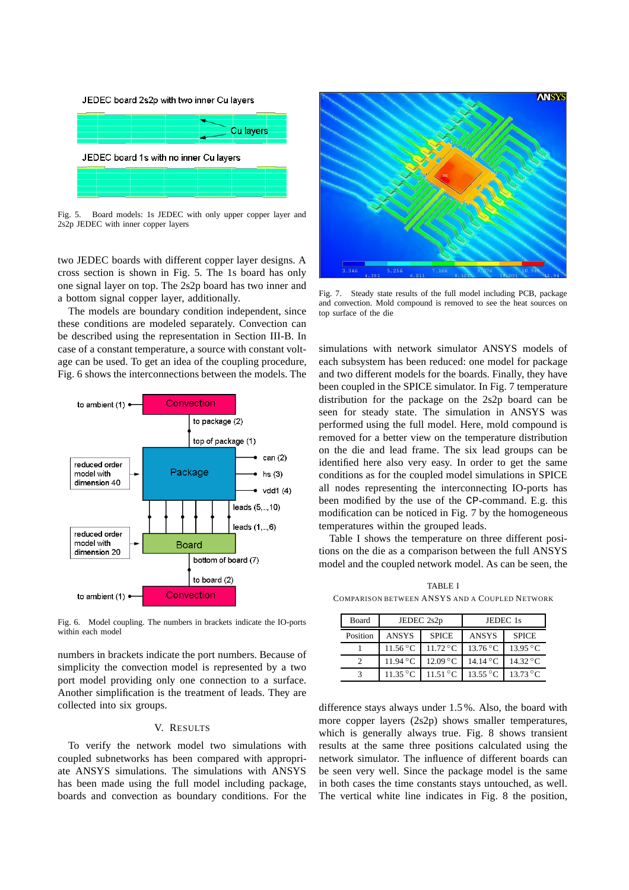Fig. 5. Board models: 1s JEDEC with only upper copper layer and 2s2p JEDEC with inner copper layers

two JEDEC boards with different copper layer designs. A cross section is shown in Fig. 5. The 1s board has only one signal layer on top. The 2s2p board has two inner and a bottom signal copper layer, additionally.

The models are boundary condition independent, since these conditions are modeled separately. Convection can be described using the representation in Section III-B. In case of a constant temperature, a source with constant voltage can be used. To get an idea of the coupling procedure, Fig. 6 shows the interconnections between the models. The numbers in brackets indicate the port numbers. Because of simplicity the convection model is represented by a two port model providing only one connection to a surface. Another simplification is the treatment of leads. They are collected into six groups.

Fig. 6. Model coupling. The numbers in brackets indicate the IO-ports within each model

## V. Results

To verify the network model two simulations with coupled subnetworks has been compared with appropriate ANSYS simulations. The simulations with ANSYS has been made using the full model including package, boards and convection as boundary conditions. For the simulations with network simulator ANSYS models of each subsystem has been reduced: one model for package and two different models for the boards. Finally, they have been coupled in the SPICE simulator. In Fig. 7 temperature distribution for the package on the 2s2p board can be seen for steady state. The simulation in ANSYS was performed using the full model. Here, mold compound is removed for a better view on the temperature distribution on the die and lead frame. The six lead groups can be identified here also very easy. In order to get the same conditions as for the coupled model simulations in SPICE all nodes representing the interconnecting IO-ports has been modified by the use of the CP-command. E.g. this modification can be noticed in Fig. 7 by the homogeneous temperatures within the grouped leads.

Fig. 7. Steady state results of the full model including PCB, package and convection. Mold compound is removed to see the heat sources on top surface of the die

Table I shows the temperature on three different positions on the die as a comparison between the full ANSYS model and the coupled network model. As can be seen, the

TABLE I
Comparison between ANSYS and a Coupled Network

| Board | JEDEC 2s2p | | JEDEC 1s | |
|---|---|---|---|---|
| Position | ANSYS | SPICE | ANSYS | SPICE |
| 1 | 11.56 °C | 11.72 °C | 13.76 °C | 13.95 °C |
| 2 | 11.94 °C | 12.09 °C | 14.14 °C | 14.32 °C |
| 3 | 11.35 °C | 11.51 °C | 13.55 °C | 13.73 °C |

difference stays always under 1.5 %. Also, the board with more copper layers (2s2p) shows smaller temperatures, which is generally always true. Fig. 8 shows transient results at the same three positions calculated using the network simulator. The influence of different boards can be seen very well. Since the package model is the same in both cases the time constants stays untouched, as well. The vertical white line indicates in Fig. 8 the position,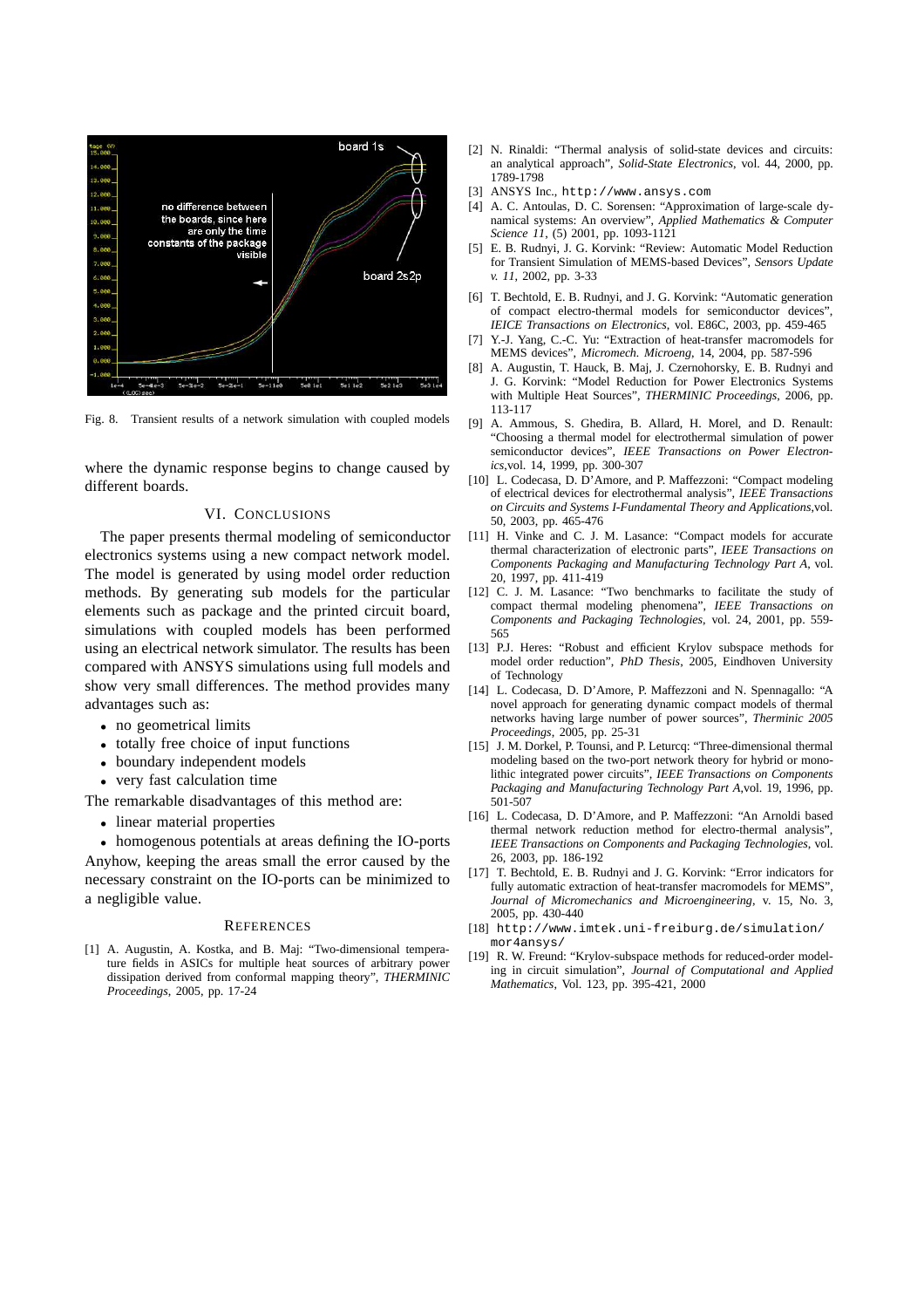board 1s

no difference between the boards, since here are only the time constants of the package visible

board 2s2p

Fig. 8. Transient results of a network simulation with coupled models

where the dynamic response begins to change caused by different boards.

## VI. Conclusions

The paper presents thermal modeling of semiconductor electronics systems using a new compact network model. The model is generated by using model order reduction methods. By generating sub models for the particular elements such as package and the printed circuit board, simulations with coupled models has been performed using an electrical network simulator. The results has been compared with ANSYS simulations using full models and show very small differences. The method provides many advantages such as:

- no geometrical limits
- totally free choice of input functions
- boundary independent models
- very fast calculation time

The remarkable disadvantages of this method are:

- linear material properties
- homogenous potentials at areas defining the IO-ports

Anyhow, keeping the areas small the error caused by the necessary constraint on the IO-ports can be minimized to a negligible value.

## References

[1] A. Augustin, A. Kostka, and B. Maj: "Two-dimensional temperature fields in ASICs for multiple heat sources of arbitrary power dissipation derived from conformal mapping theory", *THERMINIC Proceedings*, 2005, pp. 17-24

[2] N. Rinaldi: "Thermal analysis of solid-state devices and circuits: an analytical approach", *Solid-State Electronics*, vol. 44, 2000, pp. 1789-1798

[3] ANSYS Inc., `http://www.ansys.com`

[4] A. C. Antoulas, D. C. Sorensen: "Approximation of large-scale dynamical systems: An overview", *Applied Mathematics & Computer Science 11*, (5) 2001, pp. 1093-1121

[5] E. B. Rudnyi, J. G. Korvink: "Review: Automatic Model Reduction for Transient Simulation of MEMS-based Devices", *Sensors Update v. 11*, 2002, pp. 3-33

[6] T. Bechtold, E. B. Rudnyi, and J. G. Korvink: "Automatic generation of compact electro-thermal models for semiconductor devices", *IEICE Transactions on Electronics*, vol. E86C, 2003, pp. 459-465

[7] Y.-J. Yang, C.-C. Yu: "Extraction of heat-transfer macromodels for MEMS devices", *Micromech. Microeng*, 14, 2004, pp. 587-596

[8] A. Augustin, T. Hauck, B. Maj, J. Czernohorsky, E. B. Rudnyi and J. G. Korvink: "Model Reduction for Power Electronics Systems with Multiple Heat Sources", *THERMINIC Proceedings*, 2006, pp. 113-117

[9] A. Ammous, S. Ghedira, B. Allard, H. Morel, and D. Renault: "Choosing a thermal model for electrothermal simulation of power semiconductor devices", *IEEE Transactions on Power Electronics*,vol. 14, 1999, pp. 300-307

[10] L. Codecasa, D. D'Amore, and P. Maffezzoni: "Compact modeling of electrical devices for electrothermal analysis", *IEEE Transactions on Circuits and Systems I-Fundamental Theory and Applications*,vol. 50, 2003, pp. 465-476

[11] H. Vinke and C. J. M. Lasance: "Compact models for accurate thermal characterization of electronic parts", *IEEE Transactions on Components Packaging and Manufacturing Technology Part A*, vol. 20, 1997, pp. 411-419

[12] C. J. M. Lasance: "Two benchmarks to facilitate the study of compact thermal modeling phenomena", *IEEE Transactions on Components and Packaging Technologies*, vol. 24, 2001, pp. 559-565

[13] P.J. Heres: "Robust and efficient Krylov subspace methods for model order reduction", *PhD Thesis*, 2005, Eindhoven University of Technology

[14] L. Codecasa, D. D'Amore, P. Maffezzoni and N. Spennagallo: "A novel approach for generating dynamic compact models of thermal networks having large number of power sources", *Therminic 2005 Proceedings*, 2005, pp. 25-31

[15] J. M. Dorkel, P. Tounsi, and P. Leturcq: "Three-dimensional thermal modeling based on the two-port network theory for hybrid or monolithic integrated power circuits", *IEEE Transactions on Components Packaging and Manufacturing Technology Part A*,vol. 19, 1996, pp. 501-507

[16] L. Codecasa, D. D'Amore, and P. Maffezzoni: "An Arnoldi based thermal network reduction method for electro-thermal analysis", *IEEE Transactions on Components and Packaging Technologies*, vol. 26, 2003, pp. 186-192

[17] T. Bechtold, E. B. Rudnyi and J. G. Korvink: "Error indicators for fully automatic extraction of heat-transfer macromodels for MEMS", *Journal of Micromechanics and Microengineering*, v. 15, No. 3, 2005, pp. 430-440

[18] `http://www.imtek.uni-freiburg.de/simulation/mor4ansys/`

[19] R. W. Freund: "Krylov-subspace methods for reduced-order modeling in circuit simulation", *Journal of Computational and Applied Mathematics*, Vol. 123, pp. 395-421, 2000